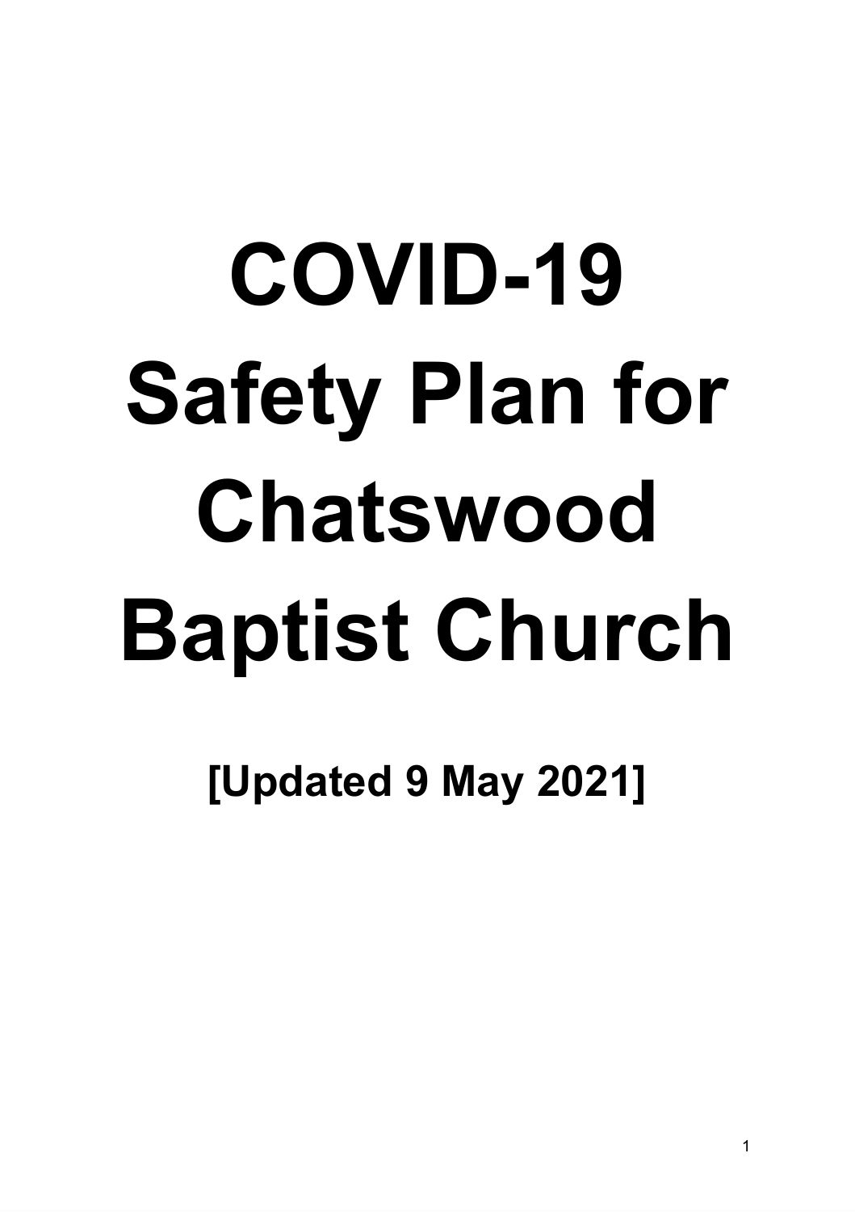# COVID-19 Safety Plan for Chatswood Baptist Church

**[Updated 9 May 2021]**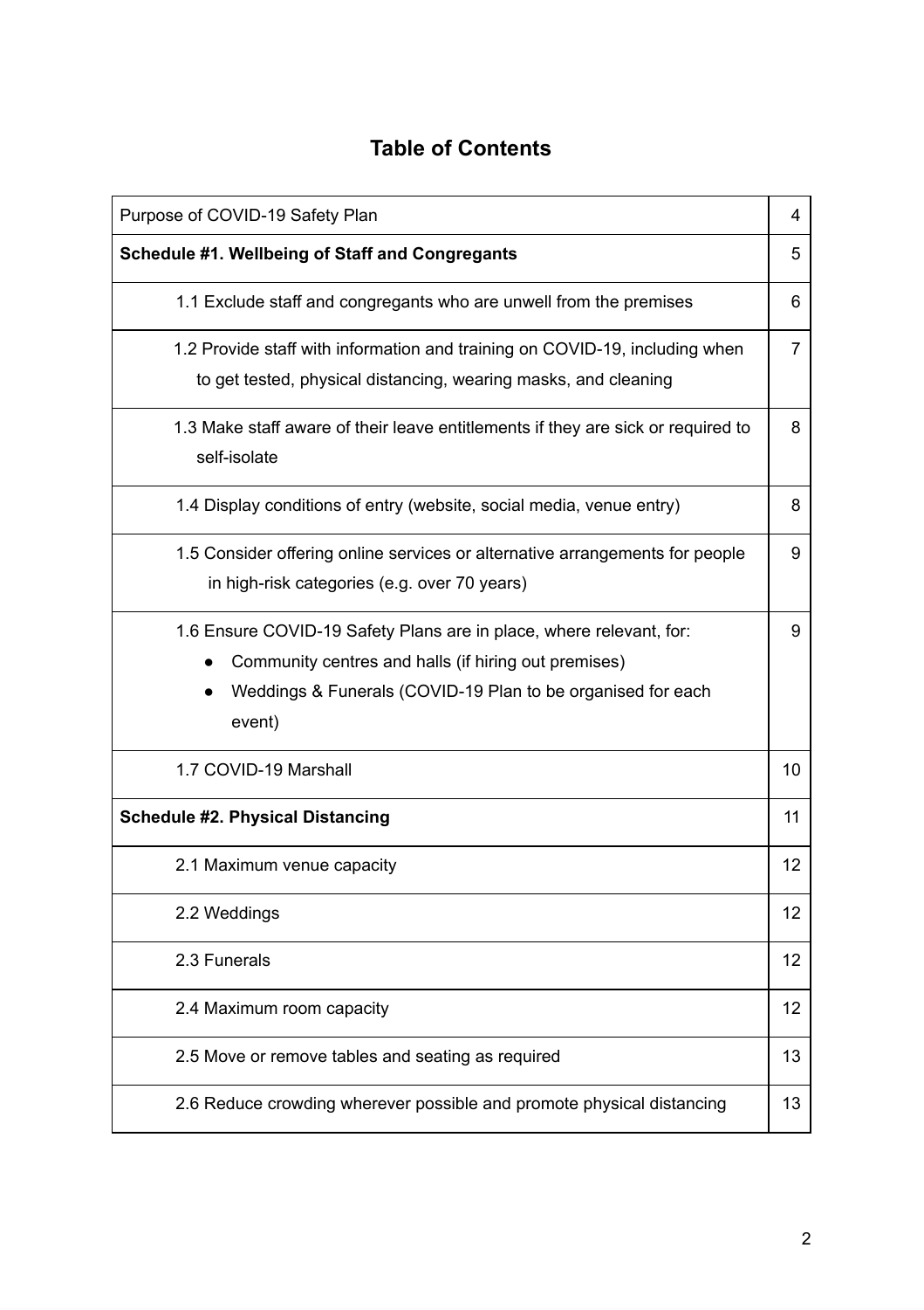# Table of Contents

| | |
|---|---|
| Purpose of COVID-19 Safety Plan | 4 |
| **Schedule #1. Wellbeing of Staff and Congregants** | 5 |
| 1.1 Exclude staff and congregants who are unwell from the premises | 6 |
| 1.2 Provide staff with information and training on COVID-19, including when to get tested, physical distancing, wearing masks, and cleaning | 7 |
| 1.3 Make staff aware of their leave entitlements if they are sick or required to self-isolate | 8 |
| 1.4 Display conditions of entry (website, social media, venue entry) | 8 |
| 1.5 Consider offering online services or alternative arrangements for people in high-risk categories (e.g. over 70 years) | 9 |
| 1.6 Ensure COVID-19 Safety Plans are in place, where relevant, for: <br>● Community centres and halls (if hiring out premises) <br>● Weddings & Funerals (COVID-19 Plan to be organised for each event) | 9 |
| 1.7 COVID-19 Marshall | 10 |
| **Schedule #2. Physical Distancing** | 11 |
| 2.1 Maximum venue capacity | 12 |
| 2.2 Weddings | 12 |
| 2.3 Funerals | 12 |
| 2.4 Maximum room capacity | 12 |
| 2.5 Move or remove tables and seating as required | 13 |
| 2.6 Reduce crowding wherever possible and promote physical distancing | 13 |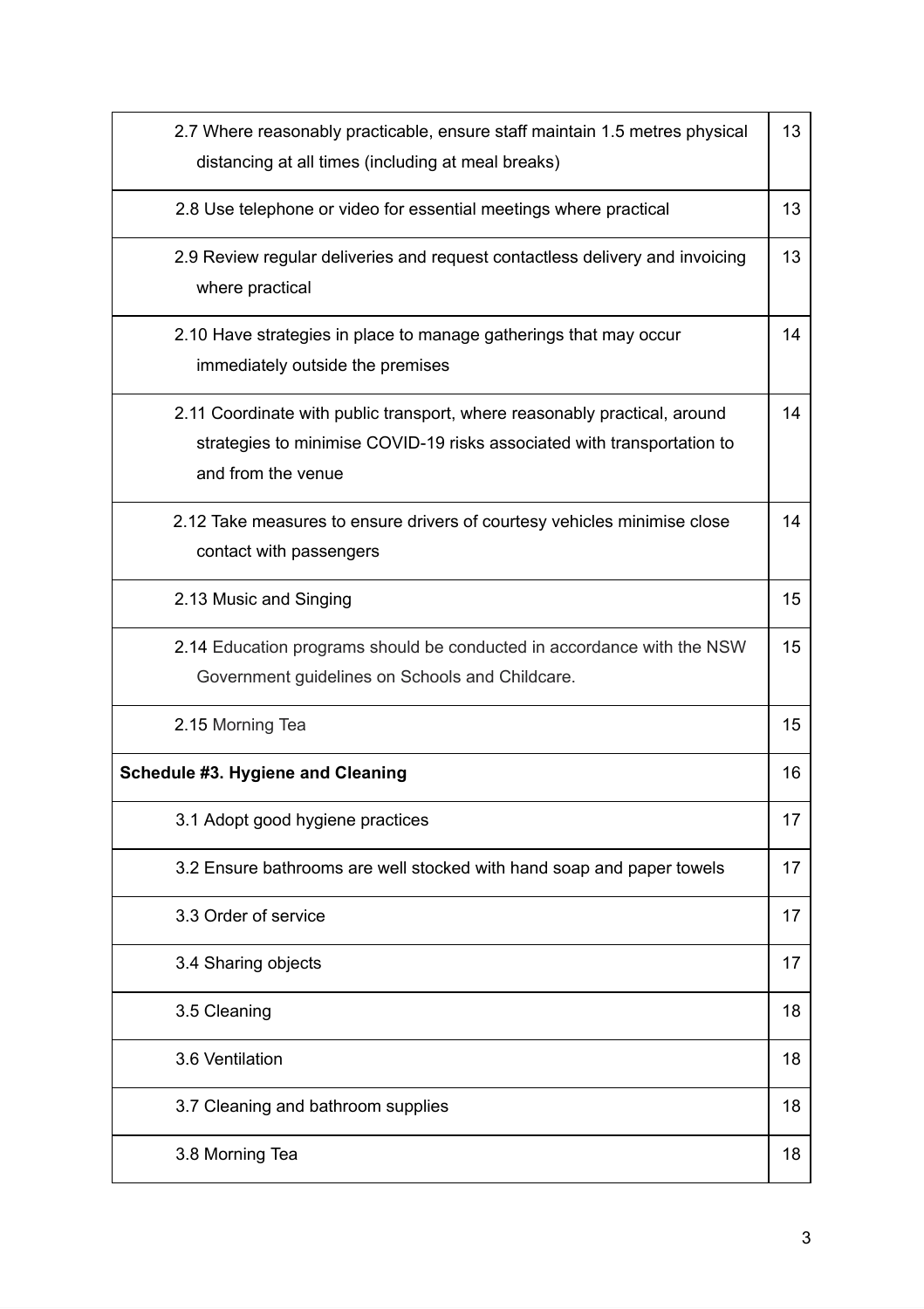| | |
|---|---|
| 2.7 Where reasonably practicable, ensure staff maintain 1.5 metres physical distancing at all times (including at meal breaks) | 13 |
| 2.8 Use telephone or video for essential meetings where practical | 13 |
| 2.9 Review regular deliveries and request contactless delivery and invoicing where practical | 13 |
| 2.10 Have strategies in place to manage gatherings that may occur immediately outside the premises | 14 |
| 2.11 Coordinate with public transport, where reasonably practical, around strategies to minimise COVID-19 risks associated with transportation to and from the venue | 14 |
| 2.12 Take measures to ensure drivers of courtesy vehicles minimise close contact with passengers | 14 |
| 2.13 Music and Singing | 15 |
| 2.14 Education programs should be conducted in accordance with the NSW Government guidelines on Schools and Childcare. | 15 |
| 2.15 Morning Tea | 15 |
| **Schedule #3. Hygiene and Cleaning** | 16 |
| 3.1 Adopt good hygiene practices | 17 |
| 3.2 Ensure bathrooms are well stocked with hand soap and paper towels | 17 |
| 3.3 Order of service | 17 |
| 3.4 Sharing objects | 17 |
| 3.5 Cleaning | 18 |
| 3.6 Ventilation | 18 |
| 3.7 Cleaning and bathroom supplies | 18 |
| 3.8 Morning Tea | 18 |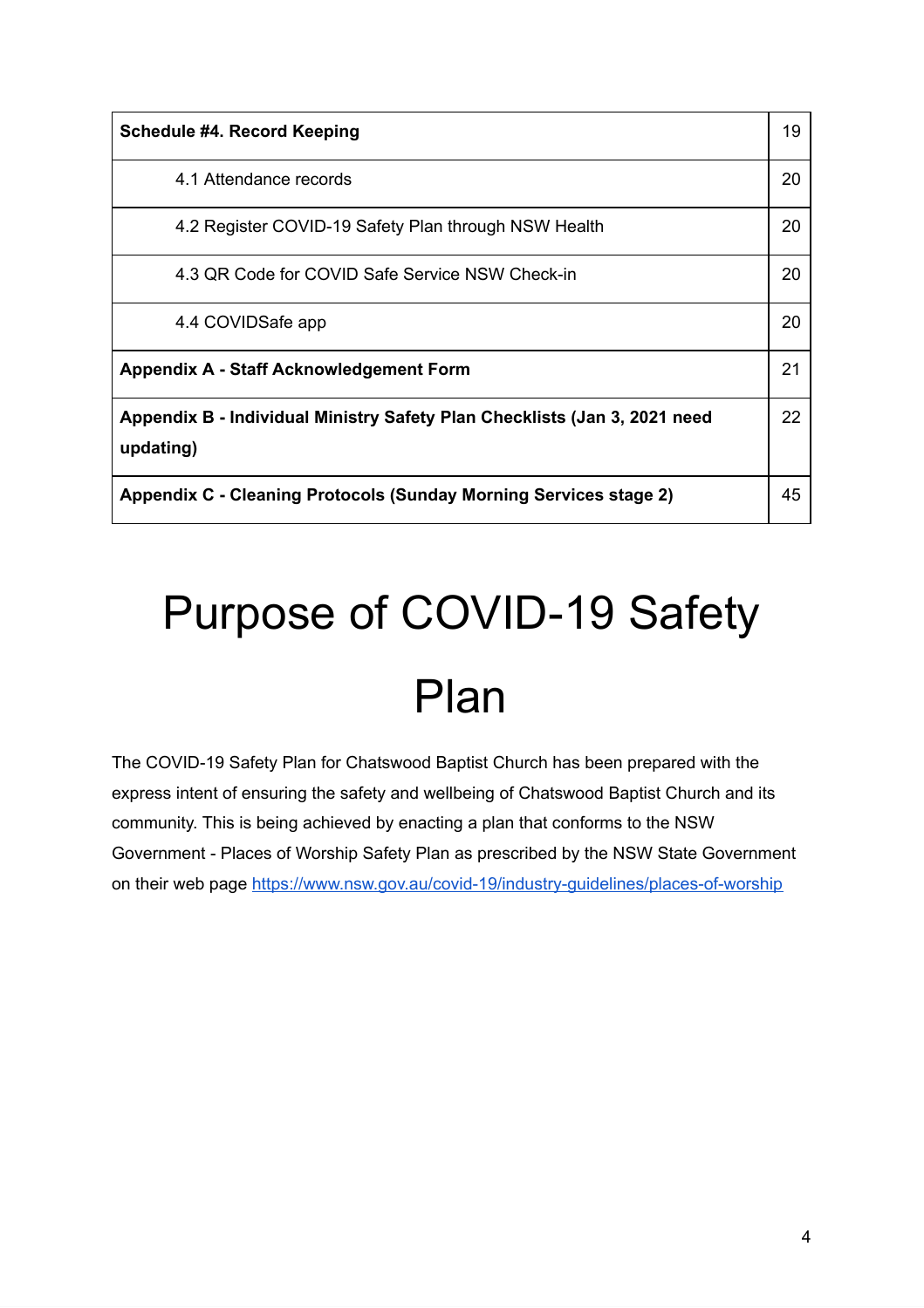| **Schedule #4. Record Keeping** | 19 |
|---|---|
| 4.1 Attendance records | 20 |
| 4.2 Register COVID-19 Safety Plan through NSW Health | 20 |
| 4.3 QR Code for COVID Safe Service NSW Check-in | 20 |
| 4.4 COVIDSafe app | 20 |
| **Appendix A - Staff Acknowledgement Form** | 21 |
| **Appendix B - Individual Ministry Safety Plan Checklists (Jan 3, 2021 need updating)** | 22 |
| **Appendix C - Cleaning Protocols (Sunday Morning Services stage 2)** | 45 |

# Purpose of COVID-19 Safety Plan

The COVID-19 Safety Plan for Chatswood Baptist Church has been prepared with the express intent of ensuring the safety and wellbeing of Chatswood Baptist Church and its community. This is being achieved by enacting a plan that conforms to the NSW Government - Places of Worship Safety Plan as prescribed by the NSW State Government on their web page https://www.nsw.gov.au/covid-19/industry-guidelines/places-of-worship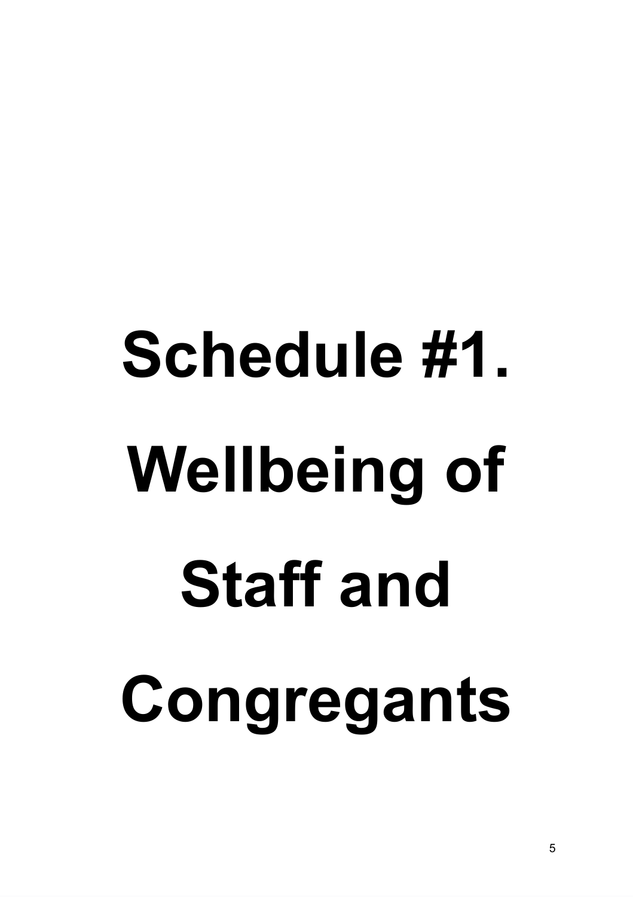# Schedule #1. Wellbeing of Staff and Congregants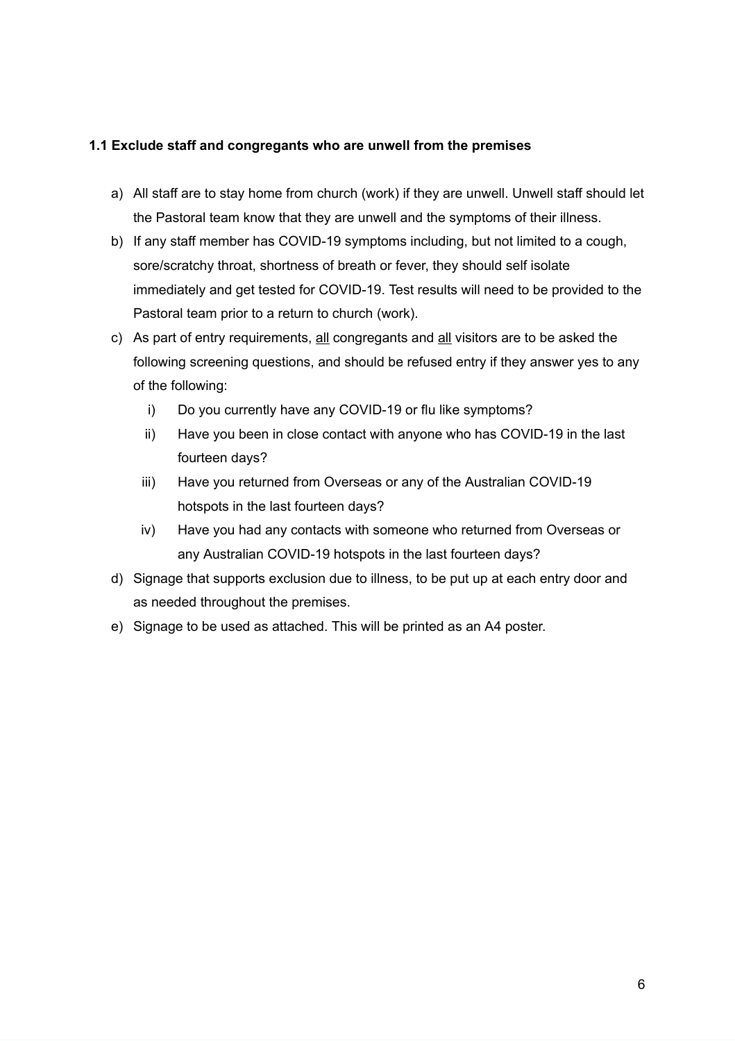### 1.1 Exclude staff and congregants who are unwell from the premises

a) All staff are to stay home from church (work) if they are unwell. Unwell staff should let the Pastoral team know that they are unwell and the symptoms of their illness.

b) If any staff member has COVID-19 symptoms including, but not limited to a cough, sore/scratchy throat, shortness of breath or fever, they should self isolate immediately and get tested for COVID-19. Test results will need to be provided to the Pastoral team prior to a return to church (work).

c) As part of entry requirements, <u>all</u> congregants and <u>all</u> visitors are to be asked the following screening questions, and should be refused entry if they answer yes to any of the following:

   i) Do you currently have any COVID-19 or flu like symptoms?

   ii) Have you been in close contact with anyone who has COVID-19 in the last fourteen days?

   iii) Have you returned from Overseas or any of the Australian COVID-19 hotspots in the last fourteen days?

   iv) Have you had any contacts with someone who returned from Overseas or any Australian COVID-19 hotspots in the last fourteen days?

d) Signage that supports exclusion due to illness, to be put up at each entry door and as needed throughout the premises.

e) Signage to be used as attached. This will be printed as an A4 poster.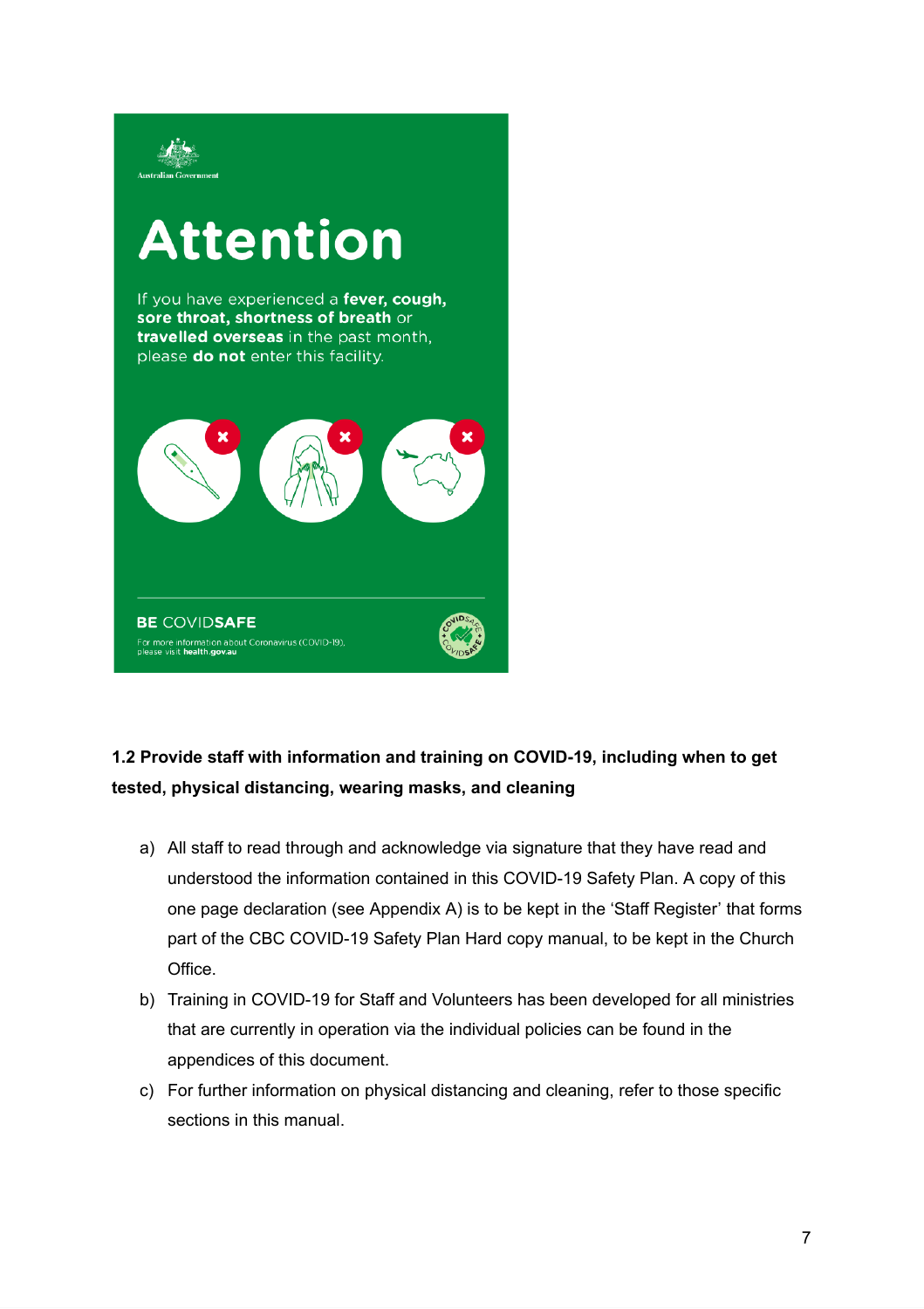Australian Government

# Attention

If you have experienced a **fever, cough, sore throat, shortness of breath** or **travelled overseas** in the past month, please **do not** enter this facility.

**BE COVIDSAFE**

For more information about Coronavirus (COVID-19), please visit **health.gov.au**

**1.2 Provide staff with information and training on COVID-19, including when to get tested, physical distancing, wearing masks, and cleaning**

a) All staff to read through and acknowledge via signature that they have read and understood the information contained in this COVID-19 Safety Plan. A copy of this one page declaration (see Appendix A) is to be kept in the 'Staff Register' that forms part of the CBC COVID-19 Safety Plan Hard copy manual, to be kept in the Church Office.

b) Training in COVID-19 for Staff and Volunteers has been developed for all ministries that are currently in operation via the individual policies can be found in the appendices of this document.

c) For further information on physical distancing and cleaning, refer to those specific sections in this manual.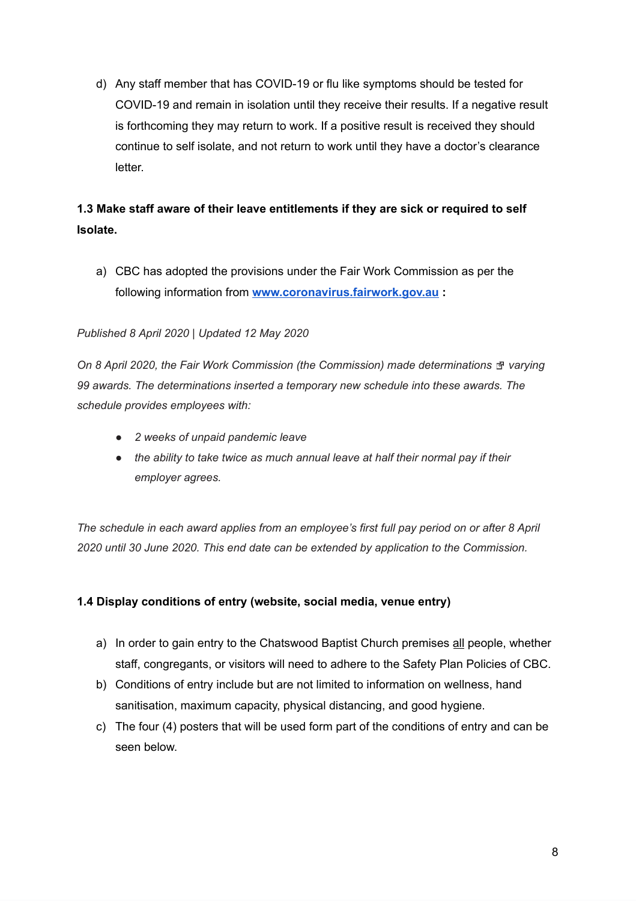d) Any staff member that has COVID-19 or flu like symptoms should be tested for COVID-19 and remain in isolation until they receive their results. If a negative result is forthcoming they may return to work. If a positive result is received they should continue to self isolate, and not return to work until they have a doctor's clearance letter.

### 1.3 Make staff aware of their leave entitlements if they are sick or required to self Isolate.

a) CBC has adopted the provisions under the Fair Work Commission as per the following information from **[www.coronavirus.fairwork.gov.au](http://www.coronavirus.fairwork.gov.au)** **:**

*Published 8 April 2020 | Updated 12 May 2020*

*On 8 April 2020, the Fair Work Commission (the Commission) made determinations varying 99 awards. The determinations inserted a temporary new schedule into these awards. The schedule provides employees with:*

- *2 weeks of unpaid pandemic leave*
- *the ability to take twice as much annual leave at half their normal pay if their employer agrees.*

*The schedule in each award applies from an employee's first full pay period on or after 8 April 2020 until 30 June 2020. This end date can be extended by application to the Commission.*

### 1.4 Display conditions of entry (website, social media, venue entry)

a) In order to gain entry to the Chatswood Baptist Church premises all people, whether staff, congregants, or visitors will need to adhere to the Safety Plan Policies of CBC.

b) Conditions of entry include but are not limited to information on wellness, hand sanitisation, maximum capacity, physical distancing, and good hygiene.

c) The four (4) posters that will be used form part of the conditions of entry and can be seen below.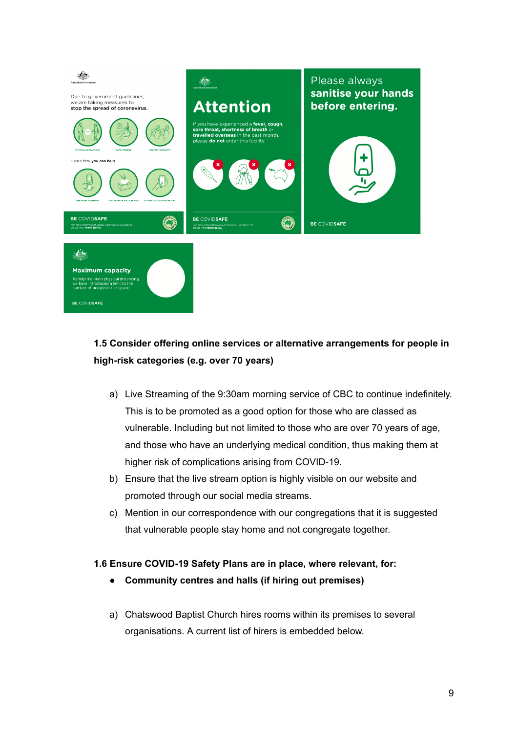**1.5 Consider offering online services or alternative arrangements for people in high-risk categories (e.g. over 70 years)**

a) Live Streaming of the 9:30am morning service of CBC to continue indefinitely. This is to be promoted as a good option for those who are classed as vulnerable. Including but not limited to those who are over 70 years of age, and those who have an underlying medical condition, thus making them at higher risk of complications arising from COVID-19.

b) Ensure that the live stream option is highly visible on our website and promoted through our social media streams.

c) Mention in our correspondence with our congregations that it is suggested that vulnerable people stay home and not congregate together.

**1.6 Ensure COVID-19 Safety Plans are in place, where relevant, for:**

- **Community centres and halls (if hiring out premises)**

a) Chatswood Baptist Church hires rooms within its premises to several organisations. A current list of hirers is embedded below.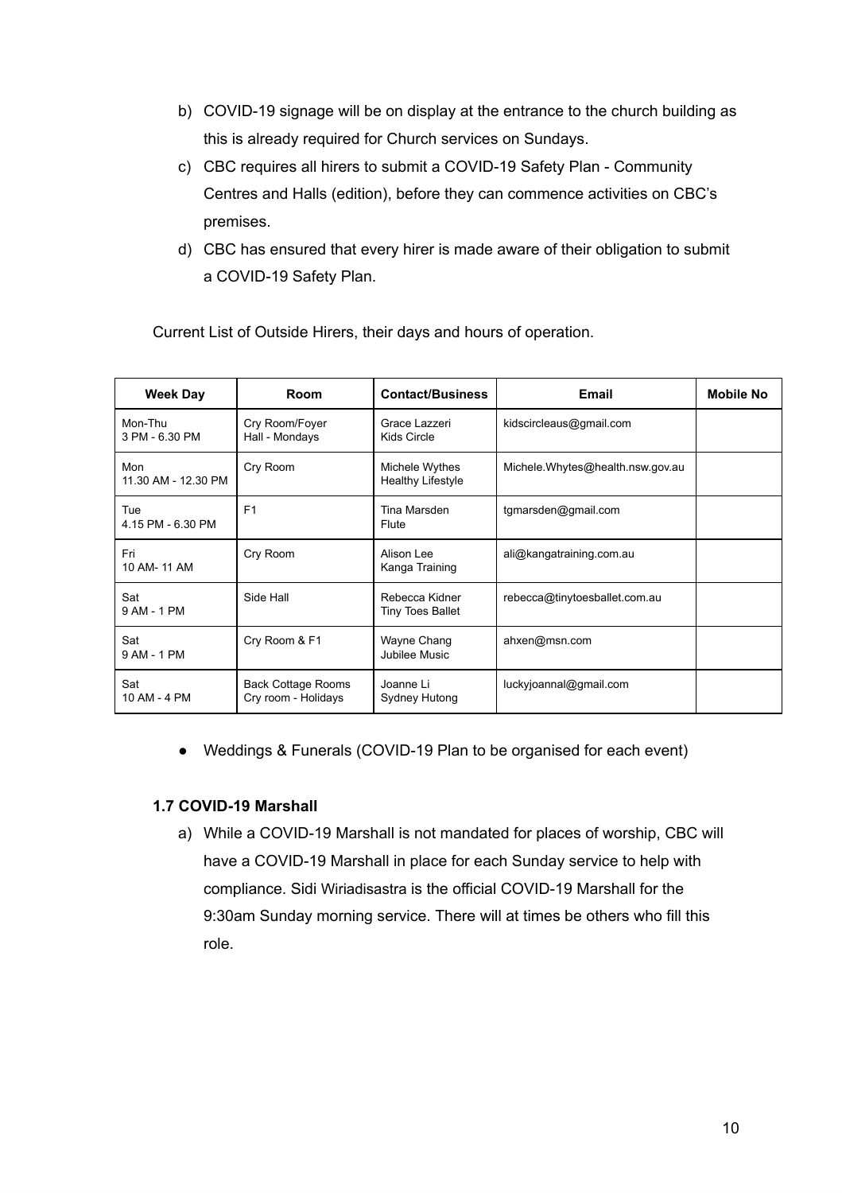b) COVID-19 signage will be on display at the entrance to the church building as this is already required for Church services on Sundays.

c) CBC requires all hirers to submit a COVID-19 Safety Plan - Community Centres and Halls (edition), before they can commence activities on CBC's premises.

d) CBC has ensured that every hirer is made aware of their obligation to submit a COVID-19 Safety Plan.

Current List of Outside Hirers, their days and hours of operation.

| Week Day | Room | Contact/Business | Email | Mobile No |
|---|---|---|---|---|
| Mon-Thu<br>3 PM - 6.30 PM | Cry Room/Foyer<br>Hall - Mondays | Grace Lazzeri<br>Kids Circle | kidscircleaus@gmail.com | |
| Mon<br>11.30 AM - 12.30 PM | Cry Room | Michele Wythes<br>Healthy Lifestyle | Michele.Whytes@health.nsw.gov.au | |
| Tue<br>4.15 PM - 6.30 PM | F1 | Tina Marsden<br>Flute | tgmarsden@gmail.com | |
| Fri<br>10 AM- 11 AM | Cry Room | Alison Lee<br>Kanga Training | ali@kangatraining.com.au | |
| Sat<br>9 AM - 1 PM | Side Hall | Rebecca Kidner<br>Tiny Toes Ballet | rebecca@tinytoesballet.com.au | |
| Sat<br>9 AM - 1 PM | Cry Room & F1 | Wayne Chang<br>Jubilee Music | ahxen@msn.com | |
| Sat<br>10 AM - 4 PM | Back Cottage Rooms<br>Cry room - Holidays | Joanne Li<br>Sydney Hutong | luckyjoannal@gmail.com | |

- Weddings & Funerals (COVID-19 Plan to be organised for each event)

### 1.7 COVID-19 Marshall

a) While a COVID-19 Marshall is not mandated for places of worship, CBC will have a COVID-19 Marshall in place for each Sunday service to help with compliance. Sidi Wiriadisastra is the official COVID-19 Marshall for the 9:30am Sunday morning service. There will at times be others who fill this role.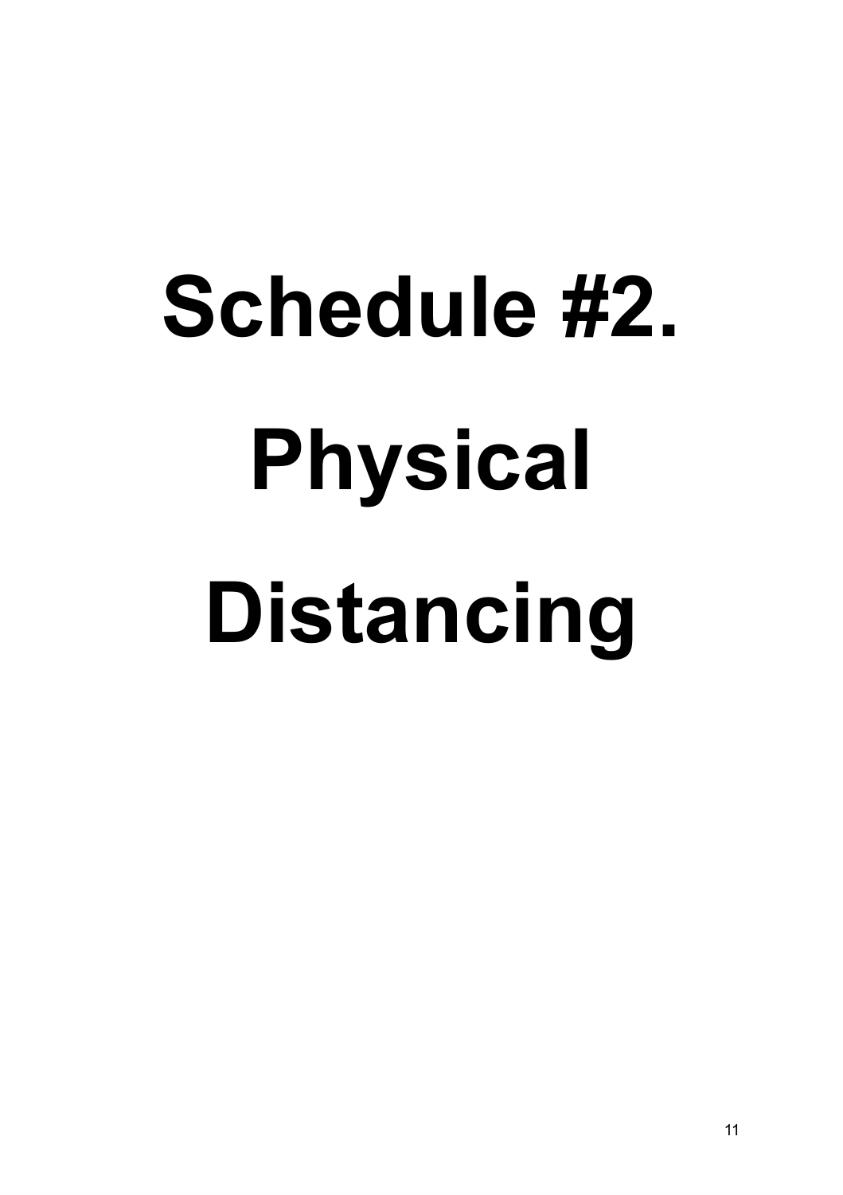# Schedule #2. Physical Distancing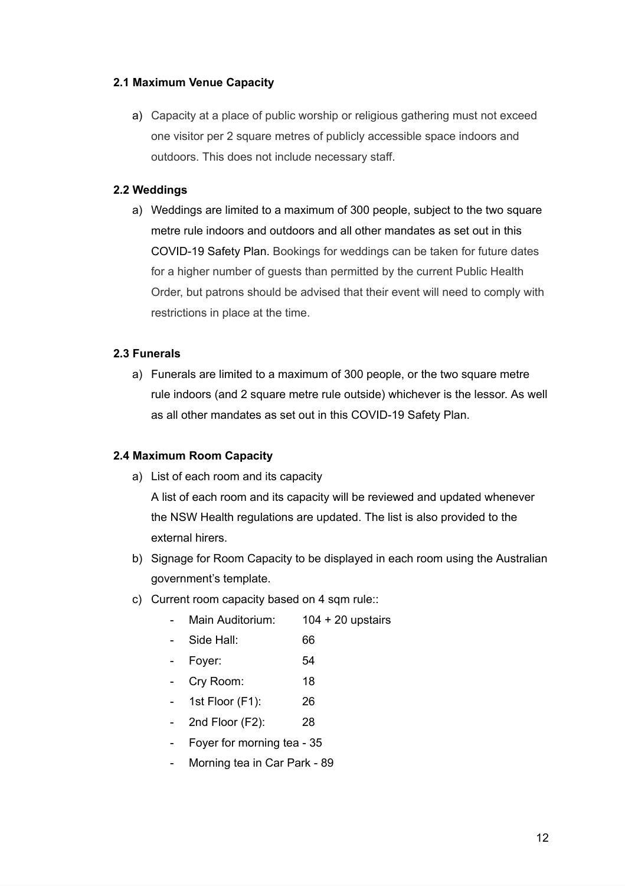### 2.1 Maximum Venue Capacity

a) Capacity at a place of public worship or religious gathering must not exceed one visitor per 2 square metres of publicly accessible space indoors and outdoors. This does not include necessary staff.

### 2.2 Weddings

a) Weddings are limited to a maximum of 300 people, subject to the two square metre rule indoors and outdoors and all other mandates as set out in this COVID-19 Safety Plan. Bookings for weddings can be taken for future dates for a higher number of guests than permitted by the current Public Health Order, but patrons should be advised that their event will need to comply with restrictions in place at the time.

### 2.3 Funerals

a) Funerals are limited to a maximum of 300 people, or the two square metre rule indoors (and 2 square metre rule outside) whichever is the lessor. As well as all other mandates as set out in this COVID-19 Safety Plan.

### 2.4 Maximum Room Capacity

a) List of each room and its capacity
   A list of each room and its capacity will be reviewed and updated whenever the NSW Health regulations are updated. The list is also provided to the external hirers.
b) Signage for Room Capacity to be displayed in each room using the Australian government's template.
c) Current room capacity based on 4 sqm rule::
   - Main Auditorium: 104 + 20 upstairs
   - Side Hall: 66
   - Foyer: 54
   - Cry Room: 18
   - 1st Floor (F1): 26
   - 2nd Floor (F2): 28
   - Foyer for morning tea - 35
   - Morning tea in Car Park - 89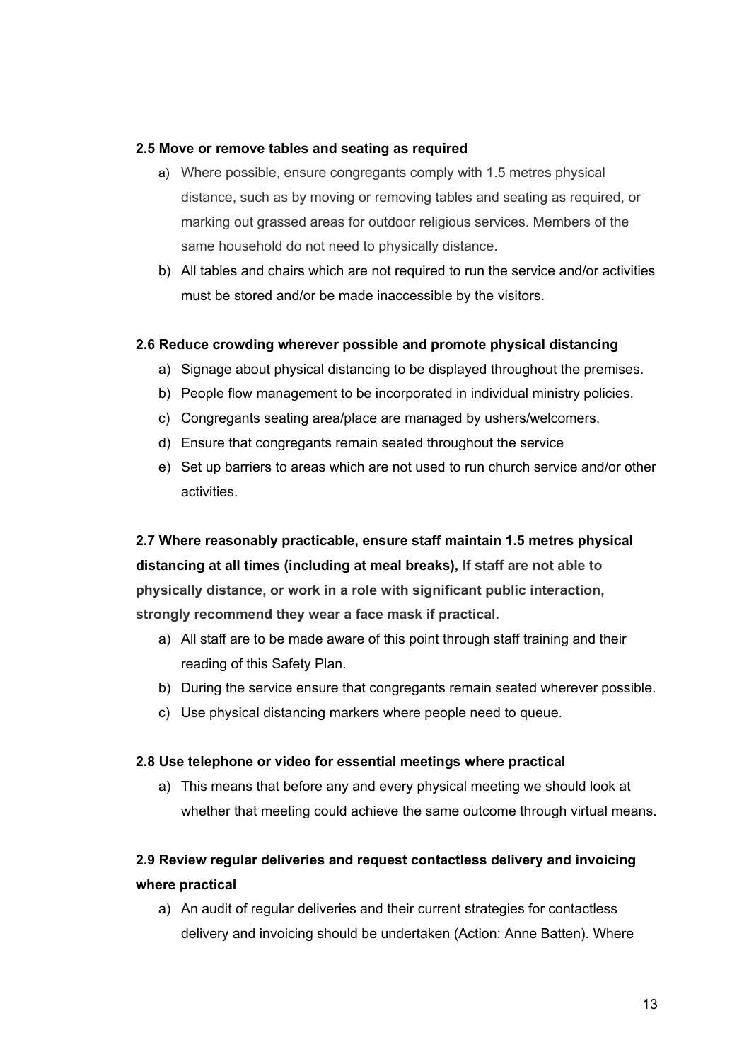**2.5 Move or remove tables and seating as required**

a) Where possible, ensure congregants comply with 1.5 metres physical distance, such as by moving or removing tables and seating as required, or marking out grassed areas for outdoor religious services. Members of the same household do not need to physically distance.
b) All tables and chairs which are not required to run the service and/or activities must be stored and/or be made inaccessible by the visitors.

**2.6 Reduce crowding wherever possible and promote physical distancing**

a) Signage about physical distancing to be displayed throughout the premises.
b) People flow management to be incorporated in individual ministry policies.
c) Congregants seating area/place are managed by ushers/welcomers.
d) Ensure that congregants remain seated throughout the service
e) Set up barriers to areas which are not used to run church service and/or other activities.

**2.7 Where reasonably practicable, ensure staff maintain 1.5 metres physical distancing at all times (including at meal breaks), If staff are not able to physically distance, or work in a role with significant public interaction, strongly recommend they wear a face mask if practical.**

a) All staff are to be made aware of this point through staff training and their reading of this Safety Plan.
b) During the service ensure that congregants remain seated wherever possible.
c) Use physical distancing markers where people need to queue.

**2.8 Use telephone or video for essential meetings where practical**

a) This means that before any and every physical meeting we should look at whether that meeting could achieve the same outcome through virtual means.

**2.9 Review regular deliveries and request contactless delivery and invoicing where practical**

a) An audit of regular deliveries and their current strategies for contactless delivery and invoicing should be undertaken (Action: Anne Batten). Where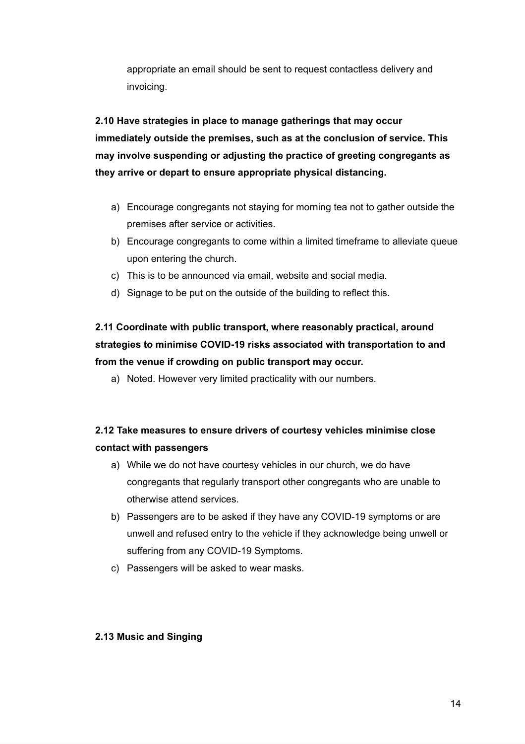appropriate an email should be sent to request contactless delivery and invoicing.

**2.10 Have strategies in place to manage gatherings that may occur immediately outside the premises, such as at the conclusion of service. This may involve suspending or adjusting the practice of greeting congregants as they arrive or depart to ensure appropriate physical distancing.**

a) Encourage congregants not staying for morning tea not to gather outside the premises after service or activities.
b) Encourage congregants to come within a limited timeframe to alleviate queue upon entering the church.
c) This is to be announced via email, website and social media.
d) Signage to be put on the outside of the building to reflect this.

**2.11 Coordinate with public transport, where reasonably practical, around strategies to minimise COVID-19 risks associated with transportation to and from the venue if crowding on public transport may occur.**

a) Noted. However very limited practicality with our numbers.

**2.12 Take measures to ensure drivers of courtesy vehicles minimise close contact with passengers**

a) While we do not have courtesy vehicles in our church, we do have congregants that regularly transport other congregants who are unable to otherwise attend services.
b) Passengers are to be asked if they have any COVID-19 symptoms or are unwell and refused entry to the vehicle if they acknowledge being unwell or suffering from any COVID-19 Symptoms.
c) Passengers will be asked to wear masks.

**2.13 Music and Singing**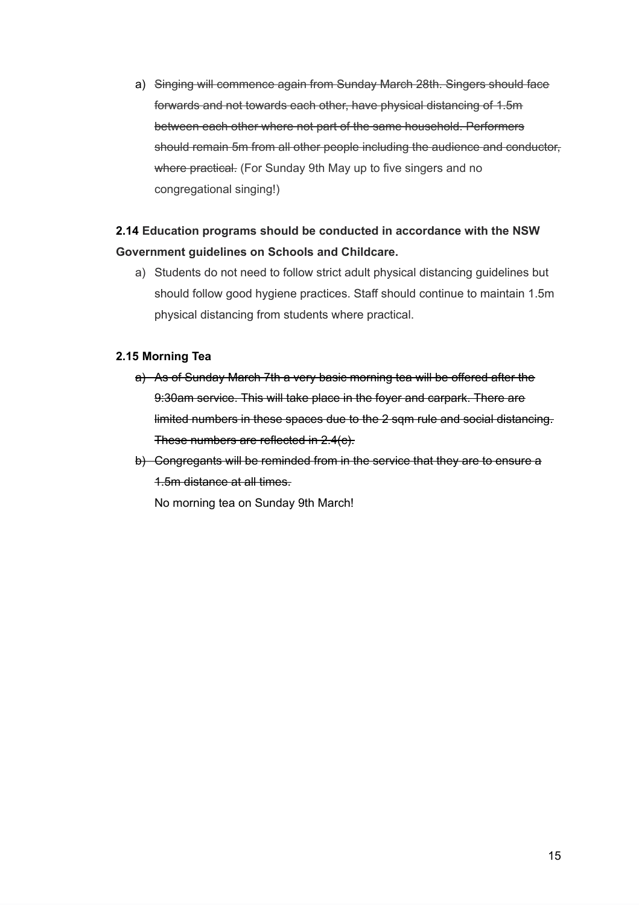a) ~~Singing will commence again from Sunday March 28th. Singers should face forwards and not towards each other, have physical distancing of 1.5m between each other where not part of the same household. Performers should remain 5m from all other people including the audience and conductor, where practical.~~ (For Sunday 9th May up to five singers and no congregational singing!)

**2.14 Education programs should be conducted in accordance with the NSW Government guidelines on Schools and Childcare.**

a) Students do not need to follow strict adult physical distancing guidelines but should follow good hygiene practices. Staff should continue to maintain 1.5m physical distancing from students where practical.

**2.15 Morning Tea**

a) ~~As of Sunday March 7th a very basic morning tea will be offered after the 9:30am service. This will take place in the foyer and carpark. There are limited numbers in these spaces due to the 2 sqm rule and social distancing. These numbers are reflected in 2.4(c).~~

b) ~~Congregants will be reminded from in the service that they are to ensure a 1.5m distance at all times.~~

No morning tea on Sunday 9th March!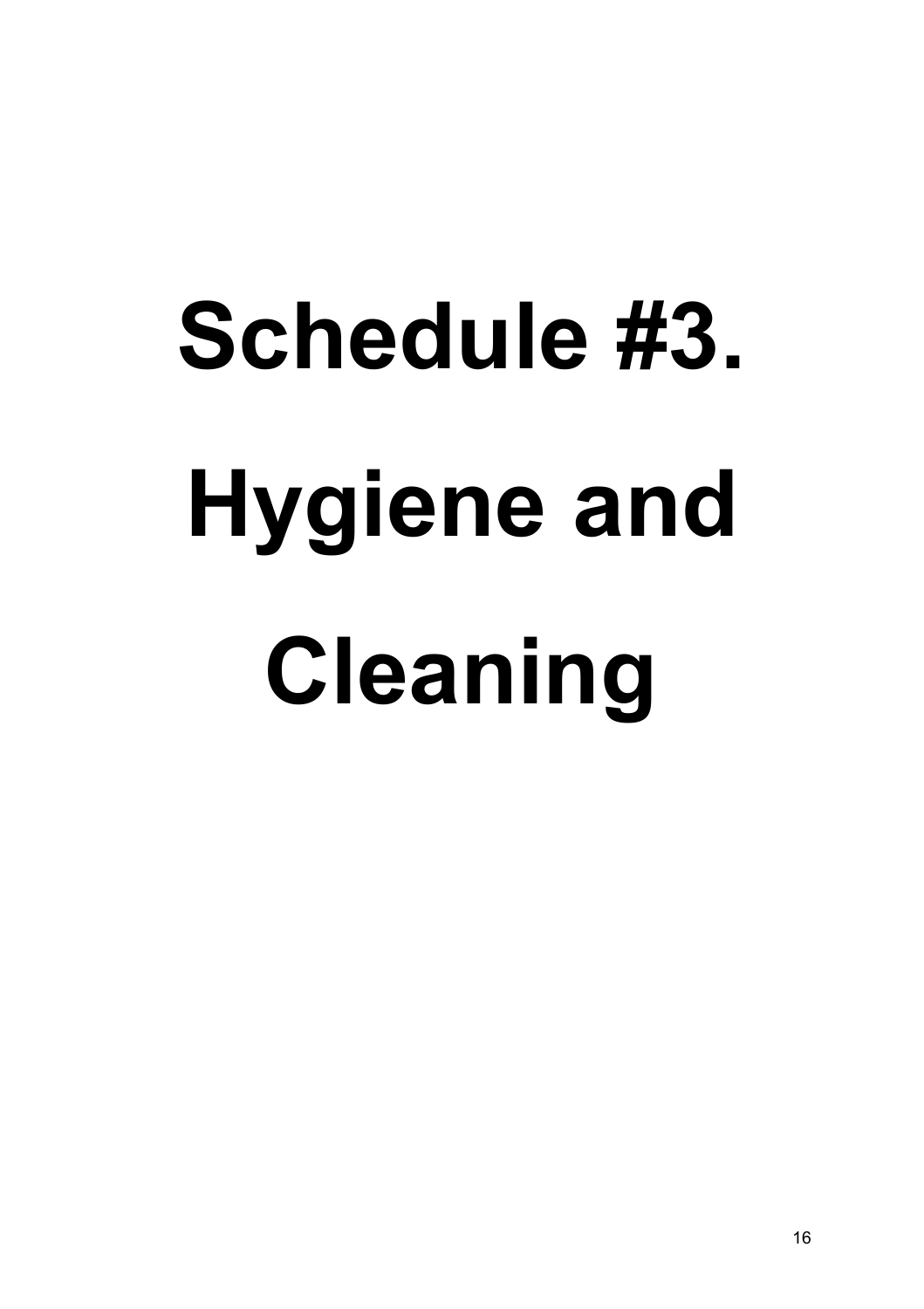# Schedule #3. Hygiene and Cleaning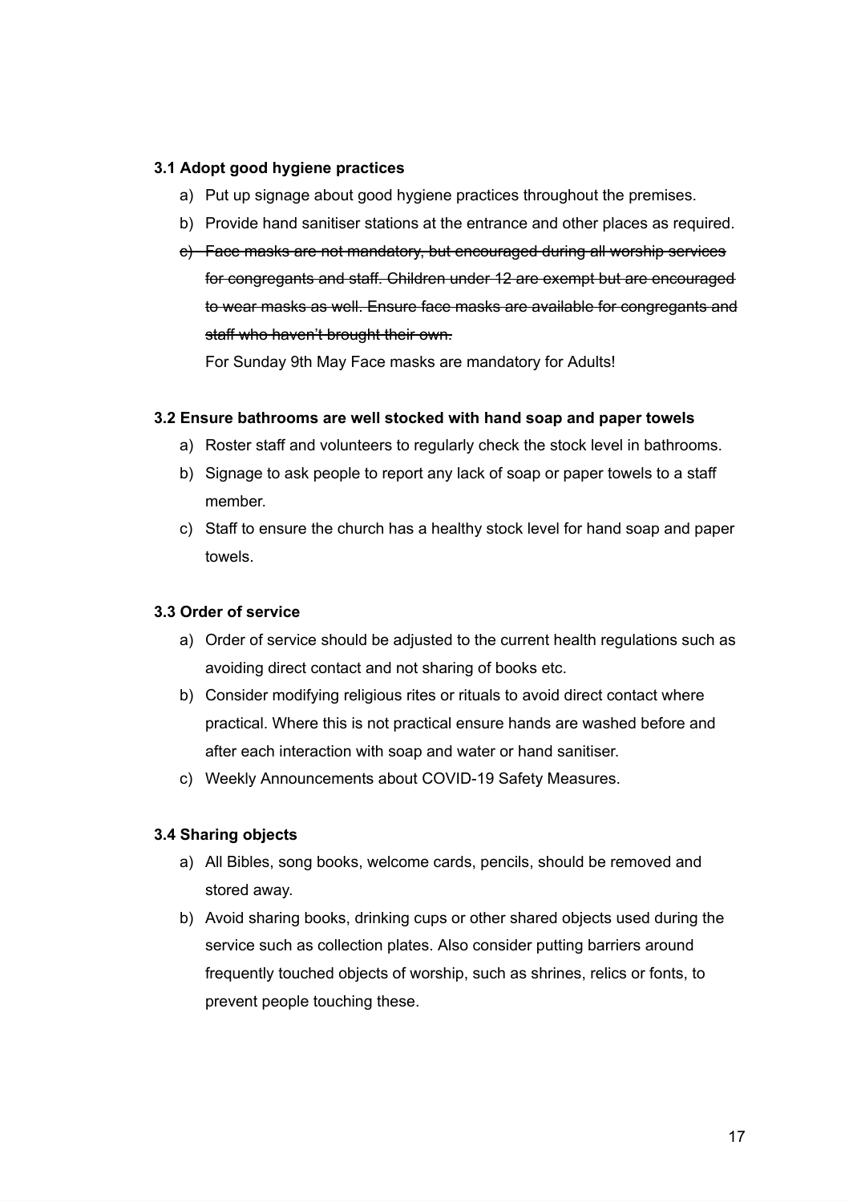### 3.1 Adopt good hygiene practices

a) Put up signage about good hygiene practices throughout the premises.

b) Provide hand sanitiser stations at the entrance and other places as required.

~~c) Face masks are not mandatory, but encouraged during all worship services for congregants and staff. Children under 12 are exempt but are encouraged to wear masks as well. Ensure face masks are available for congregants and staff who haven't brought their own.~~

For Sunday 9th May Face masks are mandatory for Adults!

### 3.2 Ensure bathrooms are well stocked with hand soap and paper towels

a) Roster staff and volunteers to regularly check the stock level in bathrooms.

b) Signage to ask people to report any lack of soap or paper towels to a staff member.

c) Staff to ensure the church has a healthy stock level for hand soap and paper towels.

### 3.3 Order of service

a) Order of service should be adjusted to the current health regulations such as avoiding direct contact and not sharing of books etc.

b) Consider modifying religious rites or rituals to avoid direct contact where practical. Where this is not practical ensure hands are washed before and after each interaction with soap and water or hand sanitiser.

c) Weekly Announcements about COVID-19 Safety Measures.

### 3.4 Sharing objects

a) All Bibles, song books, welcome cards, pencils, should be removed and stored away.

b) Avoid sharing books, drinking cups or other shared objects used during the service such as collection plates. Also consider putting barriers around frequently touched objects of worship, such as shrines, relics or fonts, to prevent people touching these.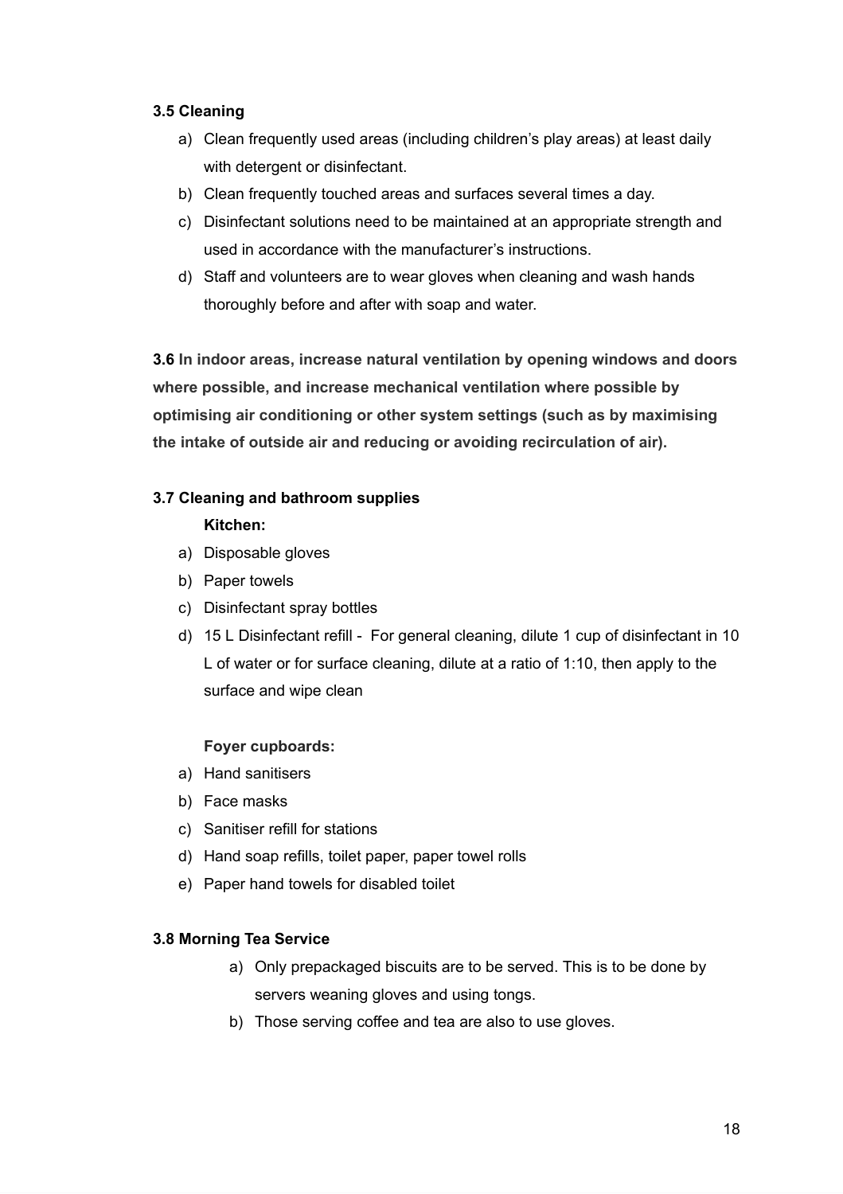**3.5 Cleaning**

a) Clean frequently used areas (including children's play areas) at least daily with detergent or disinfectant.
b) Clean frequently touched areas and surfaces several times a day.
c) Disinfectant solutions need to be maintained at an appropriate strength and used in accordance with the manufacturer's instructions.
d) Staff and volunteers are to wear gloves when cleaning and wash hands thoroughly before and after with soap and water.

**3.6 In indoor areas, increase natural ventilation by opening windows and doors where possible, and increase mechanical ventilation where possible by optimising air conditioning or other system settings (such as by maximising the intake of outside air and reducing or avoiding recirculation of air).**

**3.7 Cleaning and bathroom supplies**

**Kitchen:**

a) Disposable gloves
b) Paper towels
c) Disinfectant spray bottles
d) 15 L Disinfectant refill - For general cleaning, dilute 1 cup of disinfectant in 10 L of water or for surface cleaning, dilute at a ratio of 1:10, then apply to the surface and wipe clean

**Foyer cupboards:**

a) Hand sanitisers
b) Face masks
c) Sanitiser refill for stations
d) Hand soap refills, toilet paper, paper towel rolls
e) Paper hand towels for disabled toilet

**3.8 Morning Tea Service**

a) Only prepackaged biscuits are to be served. This is to be done by servers weaning gloves and using tongs.
b) Those serving coffee and tea are also to use gloves.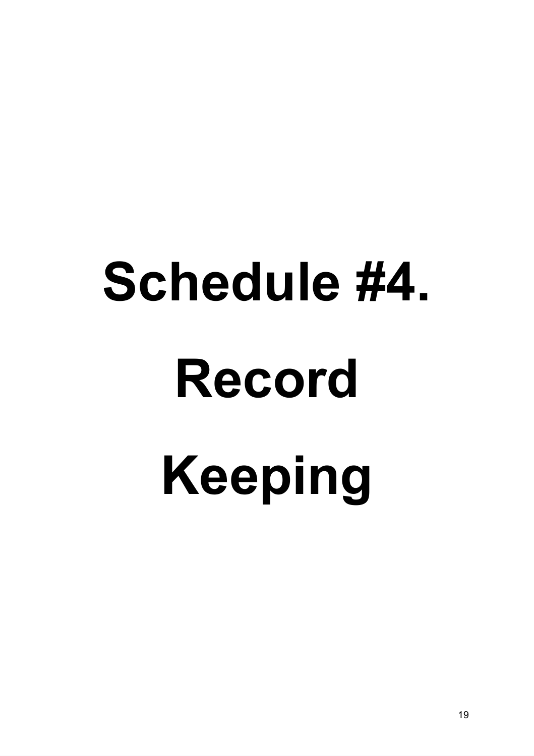# Schedule #4. Record Keeping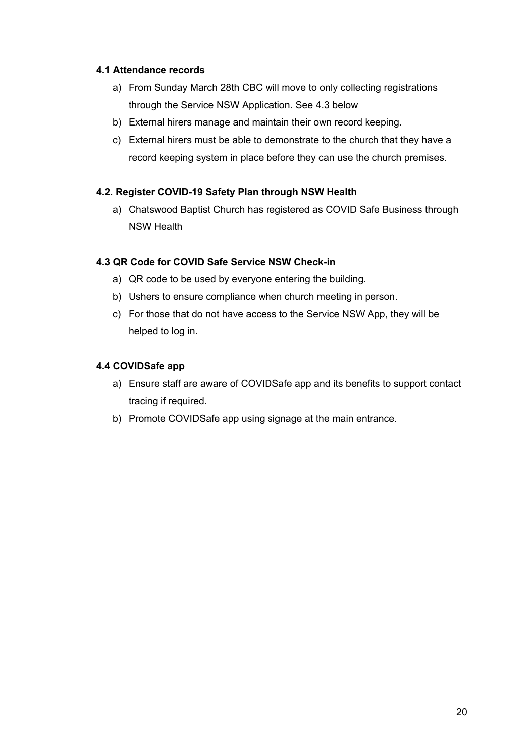### 4.1 Attendance records

a) From Sunday March 28th CBC will move to only collecting registrations through the Service NSW Application. See 4.3 below

b) External hirers manage and maintain their own record keeping.

c) External hirers must be able to demonstrate to the church that they have a record keeping system in place before they can use the church premises.

### 4.2. Register COVID-19 Safety Plan through NSW Health

a) Chatswood Baptist Church has registered as COVID Safe Business through NSW Health

### 4.3 QR Code for COVID Safe Service NSW Check-in

a) QR code to be used by everyone entering the building.

b) Ushers to ensure compliance when church meeting in person.

c) For those that do not have access to the Service NSW App, they will be helped to log in.

### 4.4 COVIDSafe app

a) Ensure staff are aware of COVIDSafe app and its benefits to support contact tracing if required.

b) Promote COVIDSafe app using signage at the main entrance.